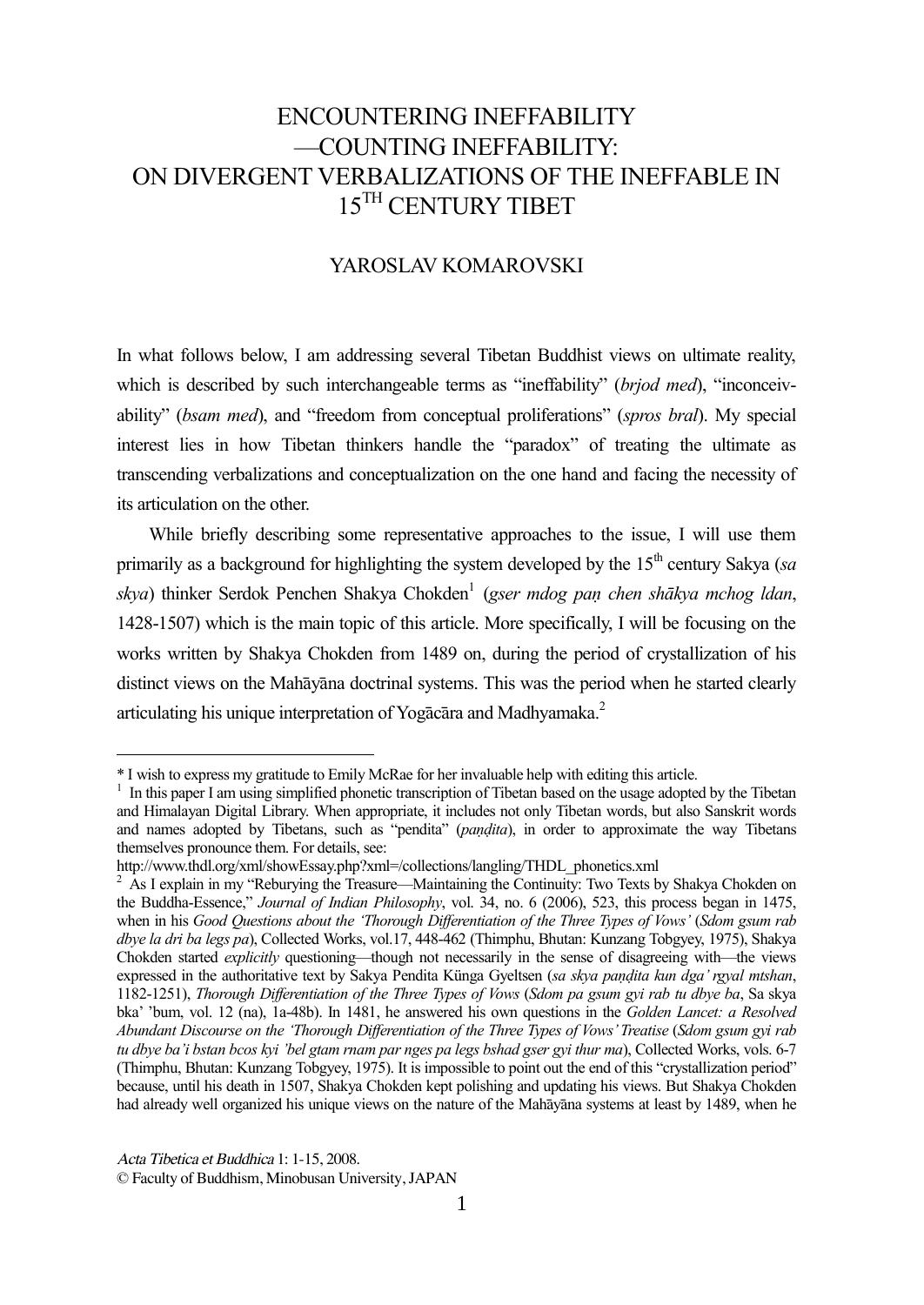# ENCOUNTERING INEFFABILITY —COUNTING INEFFABILITY: ON DIVERGENT VERBALIZATIONS OF THE INEFFABLE IN 15TH CENTURY TIBET

YAROSLAV KOMAROVSKI

In what follows below, I am addressing several Tibetan Buddhist views on ultimate reality, which is described by such interchangeable terms as "ineffability" (*brjod med*), "inconceivability" (*bsam med*), and "freedom from conceptual proliferations" (*spros bral*). My special interest lies in how Tibetan thinkers handle the "paradox" of treating the ultimate as transcending verbalizations and conceptualization on the one hand and facing the necessity of its articulation on the other.

While briefly describing some representative approaches to the issue, I will use them primarily as a background for highlighting the system developed by the 15th century Sakya (*sa skya*) thinker Serdok Penchen Shakya Chokden[1] (*gser mdog paṇ chen shākya mchog ldan*, 1428-1507) which is the main topic of this article. More specifically, I will be focusing on the works written by Shakya Chokden from 1489 on, during the period of crystallization of his distinct views on the Mahāyāna doctrinal systems. This was the period when he started clearly articulating his unique interpretation of Yogācāra and Madhyamaka.[2]

---

\* I wish to express my gratitude to Emily McRae for her invaluable help with editing this article.

[1] In this paper I am using simplified phonetic transcription of Tibetan based on the usage adopted by the Tibetan and Himalayan Digital Library. When appropriate, it includes not only Tibetan words, but also Sanskrit words and names adopted by Tibetans, such as "pendita" (*paṇḍita*), in order to approximate the way Tibetans themselves pronounce them. For details, see: http://www.thdl.org/xml/showEssay.php?xml=/collections/langling/THDL_phonetics.xml

[2] As I explain in my "Reburying the Treasure—Maintaining the Continuity: Two Texts by Shakya Chokden on the Buddha-Essence," *Journal of Indian Philosophy*, vol. 34, no. 6 (2006), 523, this process began in 1475, when in his *Good Questions about the 'Thorough Differentiation of the Three Types of Vows'* (*Sdom gsum rab dbye la dri ba legs pa*), Collected Works, vol.17, 448-462 (Thimphu, Bhutan: Kunzang Tobgyey, 1975), Shakya Chokden started *explicitly* questioning—though not necessarily in the sense of disagreeing with—the views expressed in the authoritative text by Sakya Pendita Künga Gyeltsen (*sa skya paṇḍita kun dga' rgyal mtshan*, 1182-1251), *Thorough Differentiation of the Three Types of Vows* (*Sdom pa gsum gyi rab tu dbye ba*, Sa skya bka' 'bum, vol. 12 (na), 1a-48b). In 1481, he answered his own questions in the *Golden Lancet: a Resolved Abundant Discourse on the 'Thorough Differentiation of the Three Types of Vows' Treatise* (*Sdom gsum gyi rab tu dbye ba'i bstan bcos kyi 'bel gtam rnam par nges pa legs bshad gser gyi thur ma*), Collected Works, vols. 6-7 (Thimphu, Bhutan: Kunzang Tobgyey, 1975). It is impossible to point out the end of this "crystallization period" because, until his death in 1507, Shakya Chokden kept polishing and updating his views. But Shakya Chokden had already well organized his unique views on the nature of the Mahāyāna systems at least by 1489, when he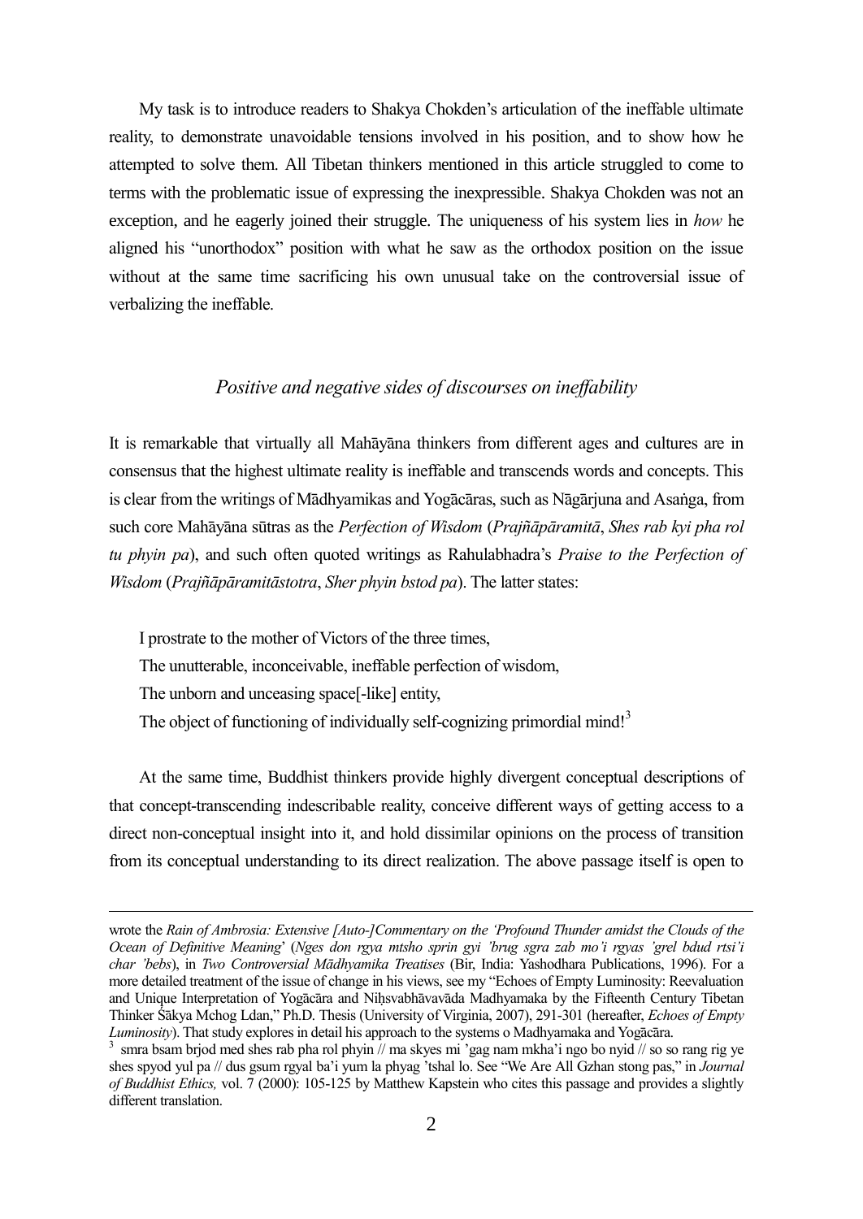My task is to introduce readers to Shakya Chokden's articulation of the ineffable ultimate reality, to demonstrate unavoidable tensions involved in his position, and to show how he attempted to solve them. All Tibetan thinkers mentioned in this article struggled to come to terms with the problematic issue of expressing the inexpressible. Shakya Chokden was not an exception, and he eagerly joined their struggle. The uniqueness of his system lies in *how* he aligned his "unorthodox" position with what he saw as the orthodox position on the issue without at the same time sacrificing his own unusual take on the controversial issue of verbalizing the ineffable.

### *Positive and negative sides of discourses on ineffability*

It is remarkable that virtually all Mahāyāna thinkers from different ages and cultures are in consensus that the highest ultimate reality is ineffable and transcends words and concepts. This is clear from the writings of Mādhyamikas and Yogācāras, such as Nāgārjuna and Asaṅga, from such core Mahāyāna sūtras as the *Perfection of Wisdom* (*Prajñāpāramitā*, *Shes rab kyi pha rol tu phyin pa*), and such often quoted writings as Rahulabhadra's *Praise to the Perfection of Wisdom* (*Prajñāpāramitāstotra*, *Sher phyin bstod pa*). The latter states:

> I prostrate to the mother of Victors of the three times,
> The unutterable, inconceivable, ineffable perfection of wisdom,
> The unborn and unceasing space[-like] entity,
> The object of functioning of individually self-cognizing primordial mind![3]

At the same time, Buddhist thinkers provide highly divergent conceptual descriptions of that concept-transcending indescribable reality, conceive different ways of getting access to a direct non-conceptual insight into it, and hold dissimilar opinions on the process of transition from its conceptual understanding to its direct realization. The above passage itself is open to

---

wrote the *Rain of Ambrosia: Extensive [Auto-]Commentary on the 'Profound Thunder amidst the Clouds of the Ocean of Definitive Meaning'* (*Nges don rgya mtsho sprin gyi 'brug sgra zab mo'i rgyas 'grel bdud rtsi'i char 'bebs*), in *Two Controversial Mādhyamika Treatises* (Bir, India: Yashodhara Publications, 1996). For a more detailed treatment of the issue of change in his views, see my "Echoes of Empty Luminosity: Reevaluation and Unique Interpretation of Yogācāra and Niḥsvabhāvavāda Madhyamaka by the Fifteenth Century Tibetan Thinker Śākya Mchog Ldan," Ph.D. Thesis (University of Virginia, 2007), 291-301 (hereafter, *Echoes of Empty Luminosity*). That study explores in detail his approach to the systems o Madhyamaka and Yogācāra.

[3] smra bsam brjod med shes rab pha rol phyin // ma skyes mi 'gag nam mkha'i ngo bo nyid // so so rang rig ye shes spyod yul pa // dus gsum rgyal ba'i yum la phyag 'tshal lo. See "We Are All Gzhan stong pas," in *Journal of Buddhist Ethics,* vol. 7 (2000): 105-125 by Matthew Kapstein who cites this passage and provides a slightly different translation.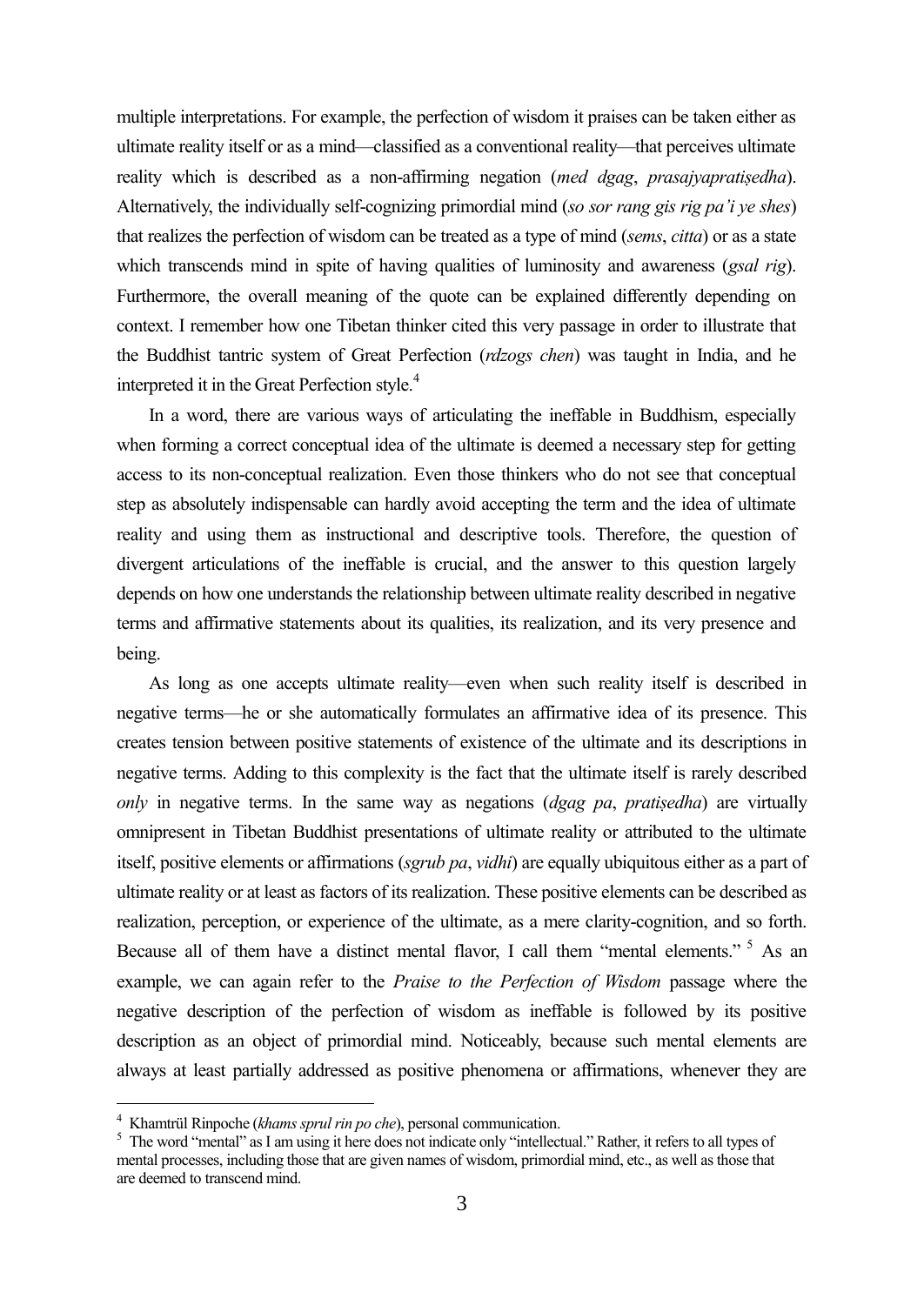multiple interpretations. For example, the perfection of wisdom it praises can be taken either as ultimate reality itself or as a mind—classified as a conventional reality—that perceives ultimate reality which is described as a non-affirming negation (*med dgag*, *prasajyapratiṣedha*). Alternatively, the individually self-cognizing primordial mind (*so sor rang gis rig pa'i ye shes*) that realizes the perfection of wisdom can be treated as a type of mind (*sems*, *citta*) or as a state which transcends mind in spite of having qualities of luminosity and awareness (*gsal rig*). Furthermore, the overall meaning of the quote can be explained differently depending on context. I remember how one Tibetan thinker cited this very passage in order to illustrate that the Buddhist tantric system of Great Perfection (*rdzogs chen*) was taught in India, and he interpreted it in the Great Perfection style.[4]

In a word, there are various ways of articulating the ineffable in Buddhism, especially when forming a correct conceptual idea of the ultimate is deemed a necessary step for getting access to its non-conceptual realization. Even those thinkers who do not see that conceptual step as absolutely indispensable can hardly avoid accepting the term and the idea of ultimate reality and using them as instructional and descriptive tools. Therefore, the question of divergent articulations of the ineffable is crucial, and the answer to this question largely depends on how one understands the relationship between ultimate reality described in negative terms and affirmative statements about its qualities, its realization, and its very presence and being.

As long as one accepts ultimate reality—even when such reality itself is described in negative terms—he or she automatically formulates an affirmative idea of its presence. This creates tension between positive statements of existence of the ultimate and its descriptions in negative terms. Adding to this complexity is the fact that the ultimate itself is rarely described *only* in negative terms. In the same way as negations (*dgag pa*, *pratiṣedha*) are virtually omnipresent in Tibetan Buddhist presentations of ultimate reality or attributed to the ultimate itself, positive elements or affirmations (*sgrub pa*, *vidhi*) are equally ubiquitous either as a part of ultimate reality or at least as factors of its realization. These positive elements can be described as realization, perception, or experience of the ultimate, as a mere clarity-cognition, and so forth. Because all of them have a distinct mental flavor, I call them "mental elements."[5] As an example, we can again refer to the *Praise to the Perfection of Wisdom* passage where the negative description of the perfection of wisdom as ineffable is followed by its positive description as an object of primordial mind. Noticeably, because such mental elements are always at least partially addressed as positive phenomena or affirmations, whenever they are

---

[4] Khamtrül Rinpoche (*khams sprul rin po che*), personal communication.

[5] The word "mental" as I am using it here does not indicate only "intellectual." Rather, it refers to all types of mental processes, including those that are given names of wisdom, primordial mind, etc., as well as those that are deemed to transcend mind.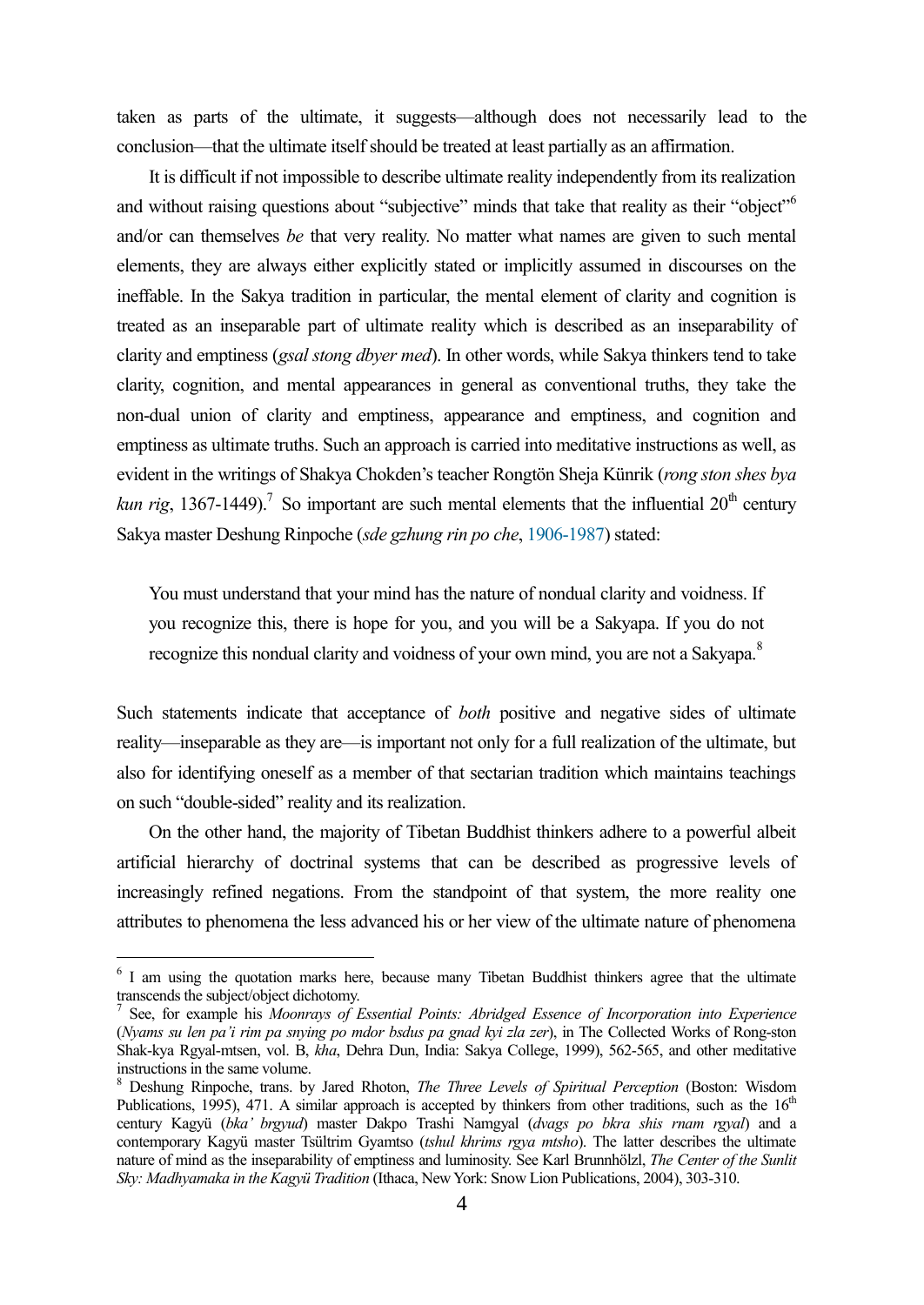taken as parts of the ultimate, it suggests—although does not necessarily lead to the conclusion—that the ultimate itself should be treated at least partially as an affirmation.

It is difficult if not impossible to describe ultimate reality independently from its realization and without raising questions about "subjective" minds that take that reality as their "object"[6] and/or can themselves *be* that very reality. No matter what names are given to such mental elements, they are always either explicitly stated or implicitly assumed in discourses on the ineffable. In the Sakya tradition in particular, the mental element of clarity and cognition is treated as an inseparable part of ultimate reality which is described as an inseparability of clarity and emptiness (*gsal stong dbyer med*). In other words, while Sakya thinkers tend to take clarity, cognition, and mental appearances in general as conventional truths, they take the non-dual union of clarity and emptiness, appearance and emptiness, and cognition and emptiness as ultimate truths. Such an approach is carried into meditative instructions as well, as evident in the writings of Shakya Chokden's teacher Rongtön Sheja Künrik (*rong ston shes bya kun rig*, 1367-1449).[7] So important are such mental elements that the influential 20th century Sakya master Deshung Rinpoche (*sde gzhung rin po che*, 1906-1987) stated:

> You must understand that your mind has the nature of nondual clarity and voidness. If you recognize this, there is hope for you, and you will be a Sakyapa. If you do not recognize this nondual clarity and voidness of your own mind, you are not a Sakyapa.[8]

Such statements indicate that acceptance of *both* positive and negative sides of ultimate reality—inseparable as they are—is important not only for a full realization of the ultimate, but also for identifying oneself as a member of that sectarian tradition which maintains teachings on such "double-sided" reality and its realization.

On the other hand, the majority of Tibetan Buddhist thinkers adhere to a powerful albeit artificial hierarchy of doctrinal systems that can be described as progressive levels of increasingly refined negations. From the standpoint of that system, the more reality one attributes to phenomena the less advanced his or her view of the ultimate nature of phenomena

---

[6] I am using the quotation marks here, because many Tibetan Buddhist thinkers agree that the ultimate transcends the subject/object dichotomy.

[7] See, for example his *Moonrays of Essential Points: Abridged Essence of Incorporation into Experience* (*Nyams su len pa'i rim pa snying po mdor bsdus pa gnad kyi zla zer*), in The Collected Works of Rong-ston Shak-kya Rgyal-mtsen, vol. B, *kha*, Dehra Dun, India: Sakya College, 1999), 562-565, and other meditative instructions in the same volume.

[8] Deshung Rinpoche, trans. by Jared Rhoton, *The Three Levels of Spiritual Perception* (Boston: Wisdom Publications, 1995), 471. A similar approach is accepted by thinkers from other traditions, such as the 16th century Kagyü (*bka' brgyud*) master Dakpo Trashi Namgyal (*dvags po bkra shis rnam rgyal*) and a contemporary Kagyü master Tsültrim Gyamtso (*tshul khrims rgya mtsho*). The latter describes the ultimate nature of mind as the inseparability of emptiness and luminosity. See Karl Brunnhölzl, *The Center of the Sunlit Sky: Madhyamaka in the Kagyü Tradition* (Ithaca, New York: Snow Lion Publications, 2004), 303-310.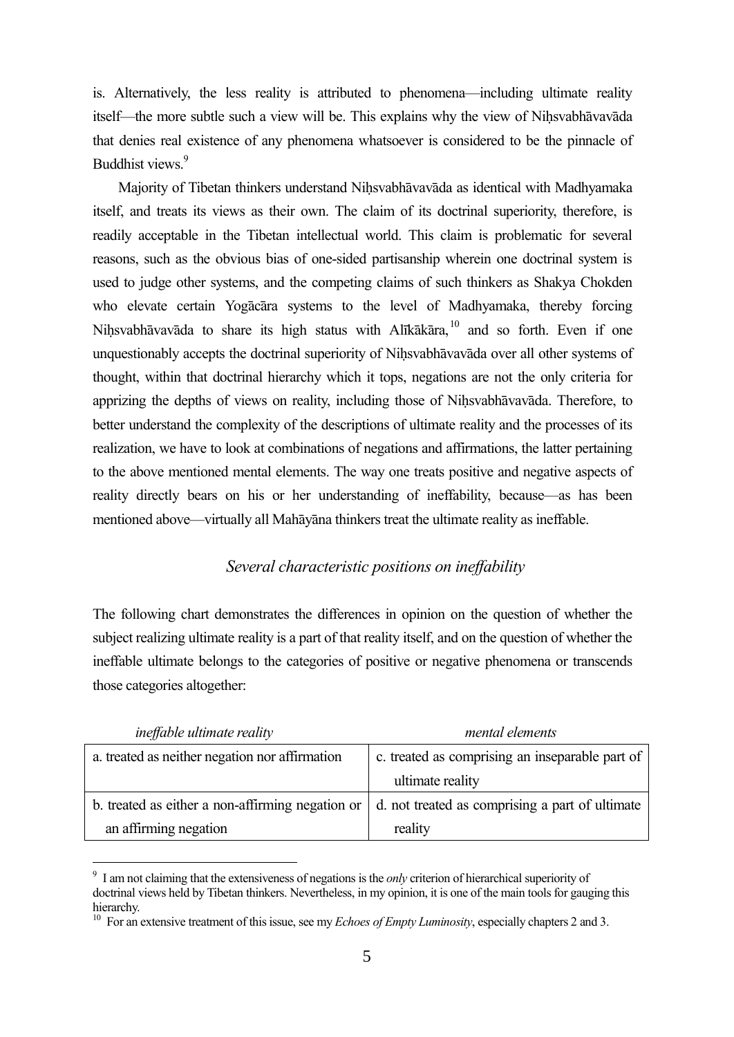is. Alternatively, the less reality is attributed to phenomena—including ultimate reality itself—the more subtle such a view will be. This explains why the view of Niḥsvabhāvavāda that denies real existence of any phenomena whatsoever is considered to be the pinnacle of Buddhist views.[9]

Majority of Tibetan thinkers understand Niḥsvabhāvavāda as identical with Madhyamaka itself, and treats its views as their own. The claim of its doctrinal superiority, therefore, is readily acceptable in the Tibetan intellectual world. This claim is problematic for several reasons, such as the obvious bias of one-sided partisanship wherein one doctrinal system is used to judge other systems, and the competing claims of such thinkers as Shakya Chokden who elevate certain Yogācāra systems to the level of Madhyamaka, thereby forcing Niḥsvabhāvavāda to share its high status with Alīkākāra,[10] and so forth. Even if one unquestionably accepts the doctrinal superiority of Niḥsvabhāvavāda over all other systems of thought, within that doctrinal hierarchy which it tops, negations are not the only criteria for apprizing the depths of views on reality, including those of Niḥsvabhāvavāda. Therefore, to better understand the complexity of the descriptions of ultimate reality and the processes of its realization, we have to look at combinations of negations and affirmations, the latter pertaining to the above mentioned mental elements. The way one treats positive and negative aspects of reality directly bears on his or her understanding of ineffability, because—as has been mentioned above—virtually all Mahāyāna thinkers treat the ultimate reality as ineffable.

### *Several characteristic positions on ineffability*

The following chart demonstrates the differences in opinion on the question of whether the subject realizing ultimate reality is a part of that reality itself, and on the question of whether the ineffable ultimate belongs to the categories of positive or negative phenomena or transcends those categories altogether:

| *ineffable ultimate reality* | *mental elements* |
|---|---|
| a. treated as neither negation nor affirmation | c. treated as comprising an inseparable part of ultimate reality |
| b. treated as either a non-affirming negation or an affirming negation | d. not treated as comprising a part of ultimate reality |

[9] I am not claiming that the extensiveness of negations is the *only* criterion of hierarchical superiority of doctrinal views held by Tibetan thinkers. Nevertheless, in my opinion, it is one of the main tools for gauging this hierarchy.

[10] For an extensive treatment of this issue, see my *Echoes of Empty Luminosity*, especially chapters 2 and 3.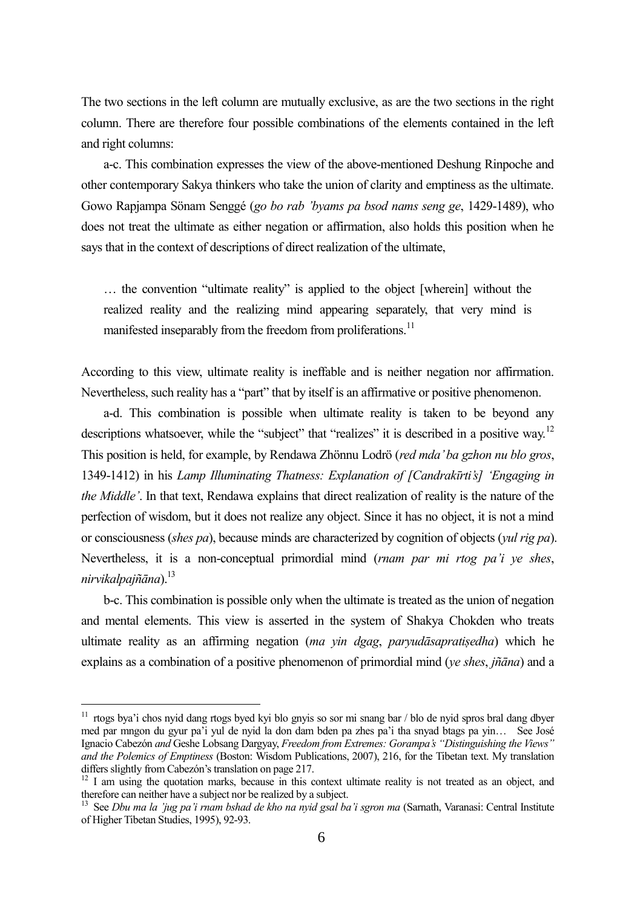The two sections in the left column are mutually exclusive, as are the two sections in the right column. There are therefore four possible combinations of the elements contained in the left and right columns:

a-c. This combination expresses the view of the above-mentioned Deshung Rinpoche and other contemporary Sakya thinkers who take the union of clarity and emptiness as the ultimate. Gowo Rapjampa Sönam Senggé (*go bo rab 'byams pa bsod nams seng ge*, 1429-1489), who does not treat the ultimate as either negation or affirmation, also holds this position when he says that in the context of descriptions of direct realization of the ultimate,

> … the convention "ultimate reality" is applied to the object [wherein] without the realized reality and the realizing mind appearing separately, that very mind is manifested inseparably from the freedom from proliferations.[11]

According to this view, ultimate reality is ineffable and is neither negation nor affirmation. Nevertheless, such reality has a "part" that by itself is an affirmative or positive phenomenon.

a-d. This combination is possible when ultimate reality is taken to be beyond any descriptions whatsoever, while the "subject" that "realizes" it is described in a positive way.[12] This position is held, for example, by Rendawa Zhönnu Lodrö (*red mda' ba gzhon nu blo gros*, 1349-1412) in his *Lamp Illuminating Thatness: Explanation of [Candrakīrti's] 'Engaging in the Middle'*. In that text, Rendawa explains that direct realization of reality is the nature of the perfection of wisdom, but it does not realize any object. Since it has no object, it is not a mind or consciousness (*shes pa*), because minds are characterized by cognition of objects (*yul rig pa*). Nevertheless, it is a non-conceptual primordial mind (*rnam par mi rtog pa'i ye shes*, *nirvikalpajñāna*).[13]

b-c. This combination is possible only when the ultimate is treated as the union of negation and mental elements. This view is asserted in the system of Shakya Chokden who treats ultimate reality as an affirming negation (*ma yin dgag*, *paryudāsapratiṣedha*) which he explains as a combination of a positive phenomenon of primordial mind (*ye shes*, *jñāna*) and a

---

[11] rtogs bya'i chos nyid dang rtogs byed kyi blo gnyis so sor mi snang bar / blo de nyid spros bral dang dbyer med par mngon du gyur pa'i yul de nyid la don dam bden pa zhes pa'i tha snyad btags pa yin… See José Ignacio Cabezón *and* Geshe Lobsang Dargyay, *Freedom from Extremes: Gorampa's "Distinguishing the Views" and the Polemics of Emptiness* (Boston: Wisdom Publications, 2007), 216, for the Tibetan text. My translation differs slightly from Cabezón's translation on page 217.

[12] I am using the quotation marks, because in this context ultimate reality is not treated as an object, and therefore can neither have a subject nor be realized by a subject.

[13] See *Dbu ma la 'jug pa'i rnam bshad de kho na nyid gsal ba'i sgron ma* (Sarnath, Varanasi: Central Institute of Higher Tibetan Studies, 1995), 92-93.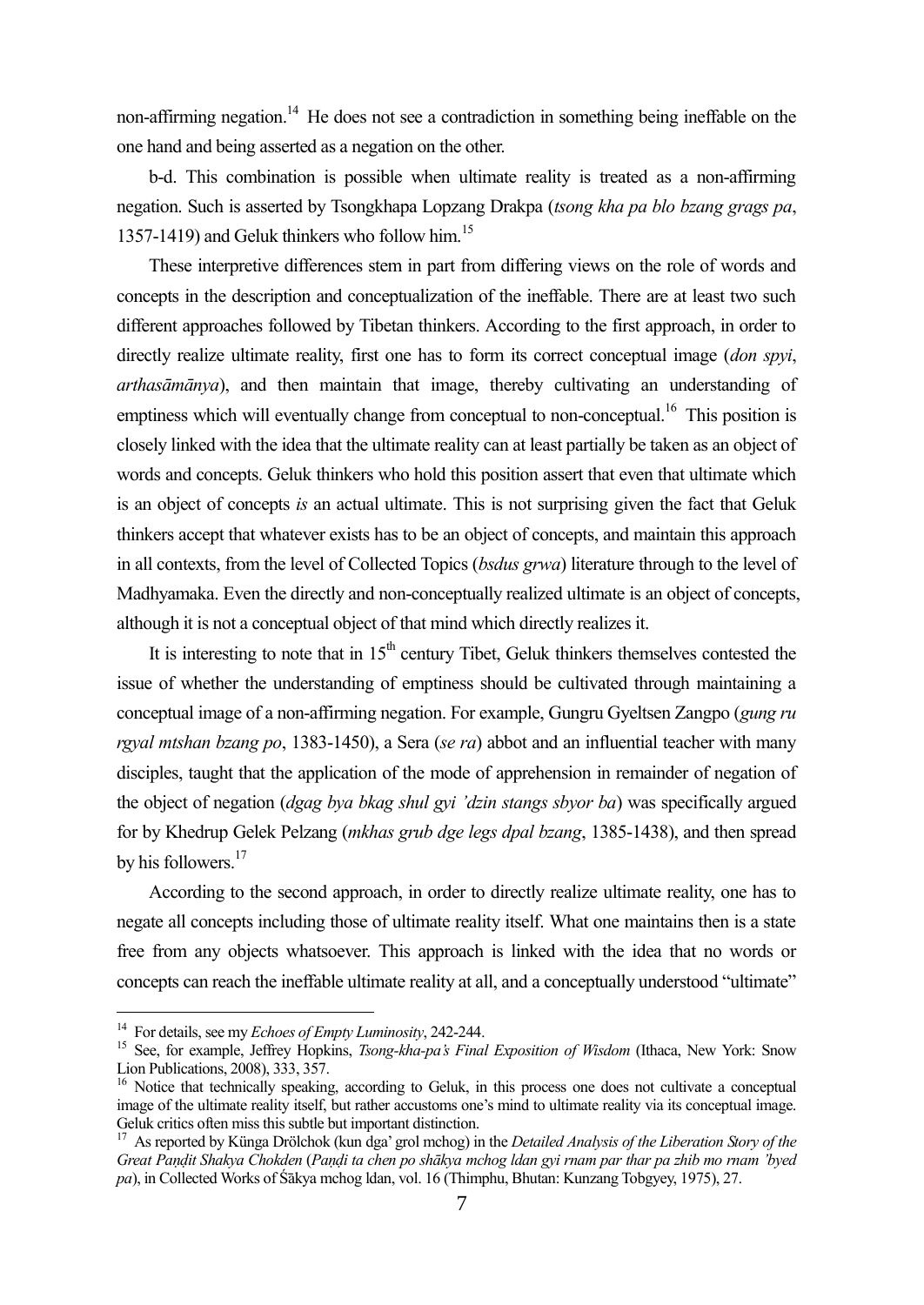non-affirming negation.[14] He does not see a contradiction in something being ineffable on the one hand and being asserted as a negation on the other.

b-d. This combination is possible when ultimate reality is treated as a non-affirming negation. Such is asserted by Tsongkhapa Lopzang Drakpa (*tsong kha pa blo bzang grags pa*, 1357-1419) and Geluk thinkers who follow him.[15]

These interpretive differences stem in part from differing views on the role of words and concepts in the description and conceptualization of the ineffable. There are at least two such different approaches followed by Tibetan thinkers. According to the first approach, in order to directly realize ultimate reality, first one has to form its correct conceptual image (*don spyi*, *arthasāmānya*), and then maintain that image, thereby cultivating an understanding of emptiness which will eventually change from conceptual to non-conceptual.[16] This position is closely linked with the idea that the ultimate reality can at least partially be taken as an object of words and concepts. Geluk thinkers who hold this position assert that even that ultimate which is an object of concepts *is* an actual ultimate. This is not surprising given the fact that Geluk thinkers accept that whatever exists has to be an object of concepts, and maintain this approach in all contexts, from the level of Collected Topics (*bsdus grwa*) literature through to the level of Madhyamaka. Even the directly and non-conceptually realized ultimate is an object of concepts, although it is not a conceptual object of that mind which directly realizes it.

It is interesting to note that in 15th century Tibet, Geluk thinkers themselves contested the issue of whether the understanding of emptiness should be cultivated through maintaining a conceptual image of a non-affirming negation. For example, Gungru Gyeltsen Zangpo (*gung ru rgyal mtshan bzang po*, 1383-1450), a Sera (*se ra*) abbot and an influential teacher with many disciples, taught that the application of the mode of apprehension in remainder of negation of the object of negation (*dgag bya bkag shul gyi 'dzin stangs sbyor ba*) was specifically argued for by Khedrup Gelek Pelzang (*mkhas grub dge legs dpal bzang*, 1385-1438), and then spread by his followers.[17]

According to the second approach, in order to directly realize ultimate reality, one has to negate all concepts including those of ultimate reality itself. What one maintains then is a state free from any objects whatsoever. This approach is linked with the idea that no words or concepts can reach the ineffable ultimate reality at all, and a conceptually understood "ultimate"

---

[14] For details, see my *Echoes of Empty Luminosity*, 242-244.

[15] See, for example, Jeffrey Hopkins, *Tsong-kha-pa's Final Exposition of Wisdom* (Ithaca, New York: Snow Lion Publications, 2008), 333, 357.

[16] Notice that technically speaking, according to Geluk, in this process one does not cultivate a conceptual image of the ultimate reality itself, but rather accustoms one's mind to ultimate reality via its conceptual image. Geluk critics often miss this subtle but important distinction.

[17] As reported by Künga Drölchok (kun dga' grol mchog) in the *Detailed Analysis of the Liberation Story of the Great Paṇḍit Shakya Chokden* (*Paṇḍi ta chen po shākya mchog ldan gyi rnam par thar pa zhib mo rnam 'byed pa*), in Collected Works of Śākya mchog ldan, vol. 16 (Thimphu, Bhutan: Kunzang Tobgyey, 1975), 27.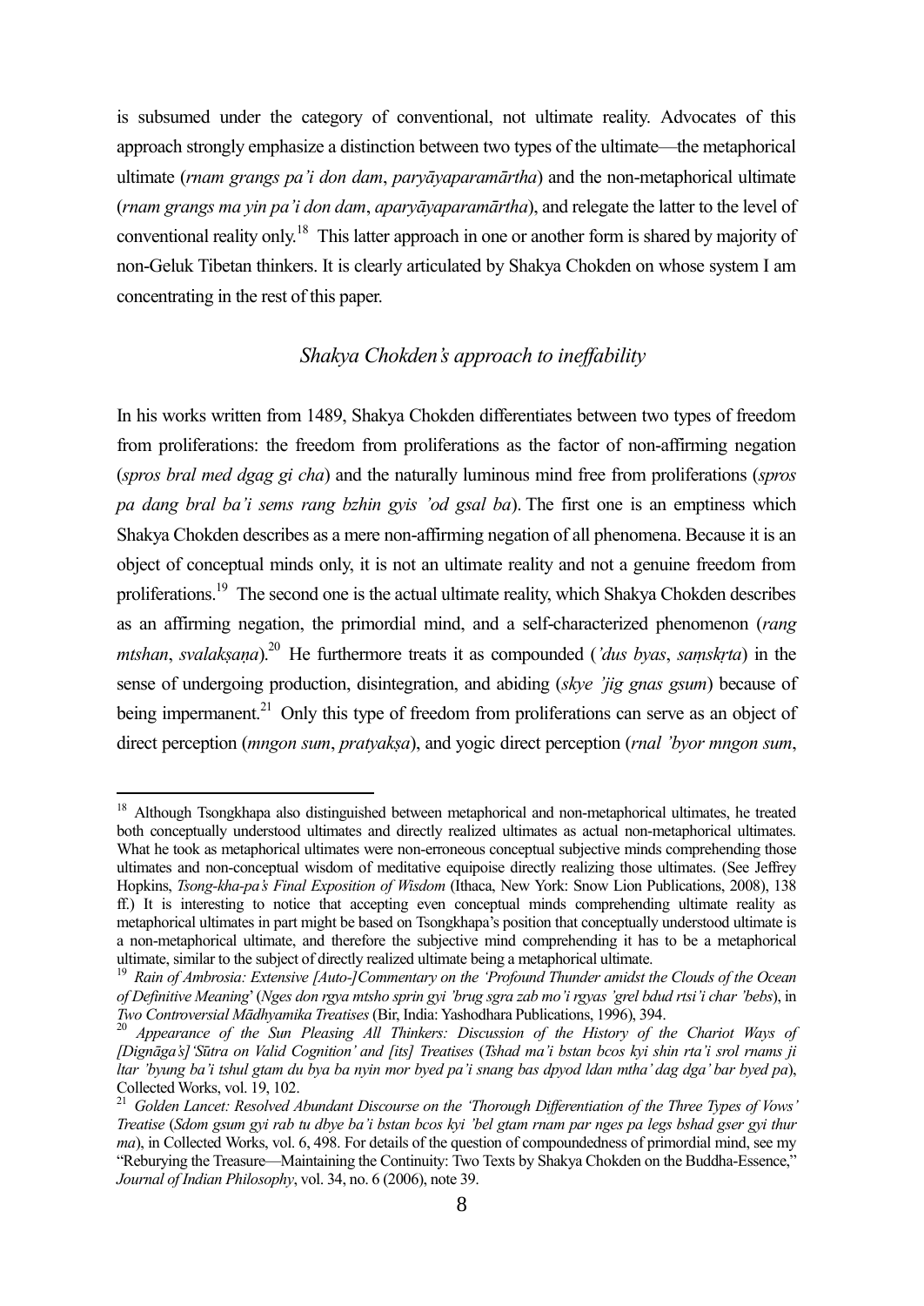is subsumed under the category of conventional, not ultimate reality. Advocates of this approach strongly emphasize a distinction between two types of the ultimate—the metaphorical ultimate (*rnam grangs pa'i don dam*, *paryāyaparamārtha*) and the non-metaphorical ultimate (*rnam grangs ma yin pa'i don dam*, *aparyāyaparamārtha*), and relegate the latter to the level of conventional reality only.[18] This latter approach in one or another form is shared by majority of non-Geluk Tibetan thinkers. It is clearly articulated by Shakya Chokden on whose system I am concentrating in the rest of this paper.

### *Shakya Chokden's approach to ineffability*

In his works written from 1489, Shakya Chokden differentiates between two types of freedom from proliferations: the freedom from proliferations as the factor of non-affirming negation (*spros bral med dgag gi cha*) and the naturally luminous mind free from proliferations (*spros pa dang bral ba'i sems rang bzhin gyis 'od gsal ba*). The first one is an emptiness which Shakya Chokden describes as a mere non-affirming negation of all phenomena. Because it is an object of conceptual minds only, it is not an ultimate reality and not a genuine freedom from proliferations.[19] The second one is the actual ultimate reality, which Shakya Chokden describes as an affirming negation, the primordial mind, and a self-characterized phenomenon (*rang mtshan*, *svalakṣaṇa*).[20] He furthermore treats it as compounded (*'dus byas*, *saṃskṛta*) in the sense of undergoing production, disintegration, and abiding (*skye 'jig gnas gsum*) because of being impermanent.[21] Only this type of freedom from proliferations can serve as an object of direct perception (*mngon sum*, *pratyakṣa*), and yogic direct perception (*rnal 'byor mngon sum*,

---

[18] Although Tsongkhapa also distinguished between metaphorical and non-metaphorical ultimates, he treated both conceptually understood ultimates and directly realized ultimates as actual non-metaphorical ultimates. What he took as metaphorical ultimates were non-erroneous conceptual subjective minds comprehending those ultimates and non-conceptual wisdom of meditative equipoise directly realizing those ultimates. (See Jeffrey Hopkins, *Tsong-kha-pa's Final Exposition of Wisdom* (Ithaca, New York: Snow Lion Publications, 2008), 138 ff.) It is interesting to notice that accepting even conceptual minds comprehending ultimate reality as metaphorical ultimates in part might be based on Tsongkhapa's position that conceptually understood ultimate is a non-metaphorical ultimate, and therefore the subjective mind comprehending it has to be a metaphorical ultimate, similar to the subject of directly realized ultimate being a metaphorical ultimate.

[19] *Rain of Ambrosia: Extensive [Auto-]Commentary on the 'Profound Thunder amidst the Clouds of the Ocean of Definitive Meaning'* (*Nges don rgya mtsho sprin gyi 'brug sgra zab mo'i rgyas 'grel bdud rtsi'i char 'bebs*), in *Two Controversial Mādhyamika Treatises* (Bir, India: Yashodhara Publications, 1996), 394.

[20] *Appearance of the Sun Pleasing All Thinkers: Discussion of the History of the Chariot Ways of [Dignāga's] 'Sūtra on Valid Cognition' and [its] Treatises* (*Tshad ma'i bstan bcos kyi shin rta'i srol rnams ji ltar 'byung ba'i tshul gtam du bya ba nyin mor byed pa'i snang bas dpyod ldan mtha' dag dga' bar byed pa*), Collected Works, vol. 19, 102.

[21] *Golden Lancet: Resolved Abundant Discourse on the 'Thorough Differentiation of the Three Types of Vows' Treatise* (*Sdom gsum gyi rab tu dbye ba'i bstan bcos kyi 'bel gtam rnam par nges pa legs bshad gser gyi thur ma*), in Collected Works, vol. 6, 498. For details of the question of compoundedness of primordial mind, see my "Reburying the Treasure—Maintaining the Continuity: Two Texts by Shakya Chokden on the Buddha-Essence," *Journal of Indian Philosophy*, vol. 34, no. 6 (2006), note 39.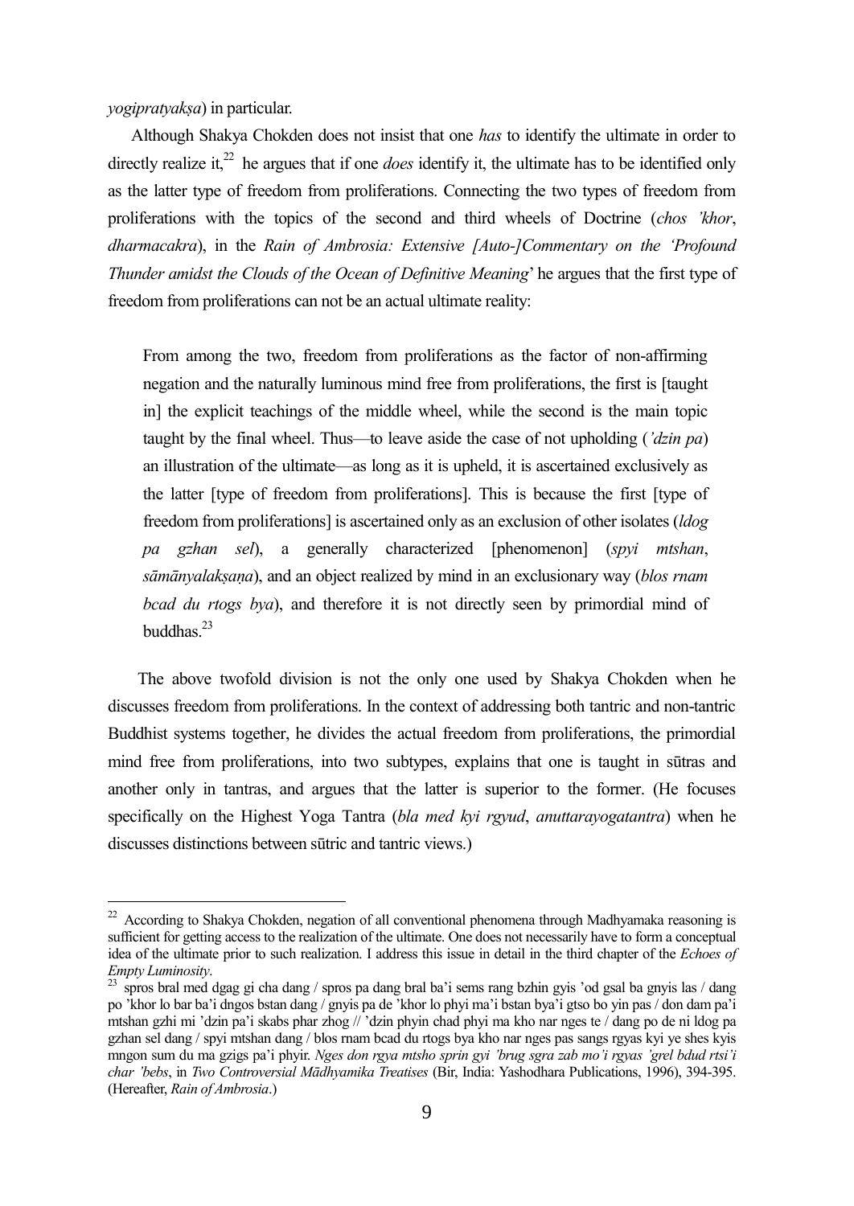*yogipratyakṣa*) in particular.

Although Shakya Chokden does not insist that one *has* to identify the ultimate in order to directly realize it,[22] he argues that if one *does* identify it, the ultimate has to be identified only as the latter type of freedom from proliferations. Connecting the two types of freedom from proliferations with the topics of the second and third wheels of Doctrine (*chos 'khor*, *dharmacakra*), in the *Rain of Ambrosia: Extensive [Auto-]Commentary on the 'Profound Thunder amidst the Clouds of the Ocean of Definitive Meaning*' he argues that the first type of freedom from proliferations can not be an actual ultimate reality:

> From among the two, freedom from proliferations as the factor of non-affirming negation and the naturally luminous mind free from proliferations, the first is [taught in] the explicit teachings of the middle wheel, while the second is the main topic taught by the final wheel. Thus—to leave aside the case of not upholding (*'dzin pa*) an illustration of the ultimate—as long as it is upheld, it is ascertained exclusively as the latter [type of freedom from proliferations]. This is because the first [type of freedom from proliferations] is ascertained only as an exclusion of other isolates (*ldog pa gzhan sel*), a generally characterized [phenomenon] (*spyi mtshan*, *sāmānyalakṣaṇa*), and an object realized by mind in an exclusionary way (*blos rnam bcad du rtogs bya*), and therefore it is not directly seen by primordial mind of buddhas.[23]

The above twofold division is not the only one used by Shakya Chokden when he discusses freedom from proliferations. In the context of addressing both tantric and non-tantric Buddhist systems together, he divides the actual freedom from proliferations, the primordial mind free from proliferations, into two subtypes, explains that one is taught in sūtras and another only in tantras, and argues that the latter is superior to the former. (He focuses specifically on the Highest Yoga Tantra (*bla med kyi rgyud*, *anuttarayogatantra*) when he discusses distinctions between sūtric and tantric views.)

---

[22] According to Shakya Chokden, negation of all conventional phenomena through Madhyamaka reasoning is sufficient for getting access to the realization of the ultimate. One does not necessarily have to form a conceptual idea of the ultimate prior to such realization. I address this issue in detail in the third chapter of the *Echoes of Empty Luminosity*.

[23] spros bral med dgag gi cha dang / spros pa dang bral ba'i sems rang bzhin gyis 'od gsal ba gnyis las / dang po 'khor lo bar ba'i dngos bstan dang / gnyis pa de 'khor lo phyi ma'i bstan bya'i gtso bo yin pas / don dam pa'i mtshan gzhi mi 'dzin pa'i skabs phar zhog // 'dzin phyin chad phyi ma kho nar nges te / dang po de ni ldog pa gzhan sel dang / spyi mtshan dang / blos rnam bcad du rtogs bya kho nar nges pas sangs rgyas kyi ye shes kyis mngon sum du ma gzigs pa'i phyir. *Nges don rgya mtsho sprin gyi 'brug sgra zab mo'i rgyas 'grel bdud rtsi'i char 'bebs*, in *Two Controversial Mādhyamika Treatises* (Bir, India: Yashodhara Publications, 1996), 394-395. (Hereafter, *Rain of Ambrosia*.)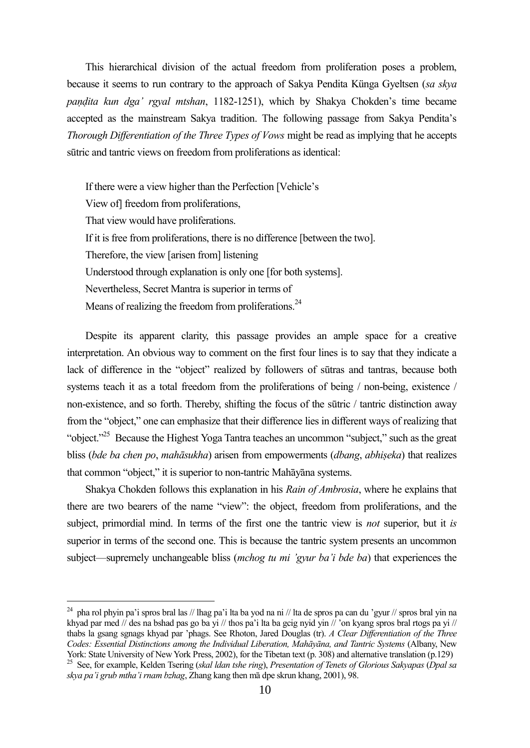This hierarchical division of the actual freedom from proliferation poses a problem, because it seems to run contrary to the approach of Sakya Pendita Künga Gyeltsen (*sa skya paṇḍita kun dga' rgyal mtshan*, 1182-1251), which by Shakya Chokden's time became accepted as the mainstream Sakya tradition. The following passage from Sakya Pendita's *Thorough Differentiation of the Three Types of Vows* might be read as implying that he accepts sūtric and tantric views on freedom from proliferations as identical:

> If there were a view higher than the Perfection [Vehicle's
> View of] freedom from proliferations,
> That view would have proliferations.
> If it is free from proliferations, there is no difference [between the two].
> Therefore, the view [arisen from] listening
> Understood through explanation is only one [for both systems].
> Nevertheless, Secret Mantra is superior in terms of
> Means of realizing the freedom from proliferations.[24]

Despite its apparent clarity, this passage provides an ample space for a creative interpretation. An obvious way to comment on the first four lines is to say that they indicate a lack of difference in the "object" realized by followers of sūtras and tantras, because both systems teach it as a total freedom from the proliferations of being / non-being, existence / non-existence, and so forth. Thereby, shifting the focus of the sūtric / tantric distinction away from the "object," one can emphasize that their difference lies in different ways of realizing that "object."[25] Because the Highest Yoga Tantra teaches an uncommon "subject," such as the great bliss (*bde ba chen po*, *mahāsukha*) arisen from empowerments (*dbang*, *abhiṣeka*) that realizes that common "object," it is superior to non-tantric Mahāyāna systems.

Shakya Chokden follows this explanation in his *Rain of Ambrosia*, where he explains that there are two bearers of the name "view": the object, freedom from proliferations, and the subject, primordial mind. In terms of the first one the tantric view is *not* superior, but it *is* superior in terms of the second one. This is because the tantric system presents an uncommon subject—supremely unchangeable bliss (*mchog tu mi 'gyur ba'i bde ba*) that experiences the

---

[24] pha rol phyin pa'i spros bral las // lhag pa'i lta ba yod na ni // lta de spros pa can du 'gyur // spros bral yin na khyad par med // des na bshad pas go ba yi // thos pa'i lta ba gcig nyid yin // 'on kyang spros bral rtogs pa yi // thabs la gsang sgnags khyad par 'phags. See Rhoton, Jared Douglas (tr). *A Clear Differentiation of the Three Codes: Essential Distinctions among the Individual Liberation, Mahāyāna, and Tantric Systems* (Albany, New York: State University of New York Press, 2002), for the Tibetan text (p. 308) and alternative translation (p.129)

[25] See, for example, Kelden Tsering (*skal ldan tshe ring*), *Presentation of Tenets of Glorious Sakyapas* (*Dpal sa skya pa'i grub mtha'i rnam bzhag*, Zhang kang then mā dpe skrun khang, 2001), 98.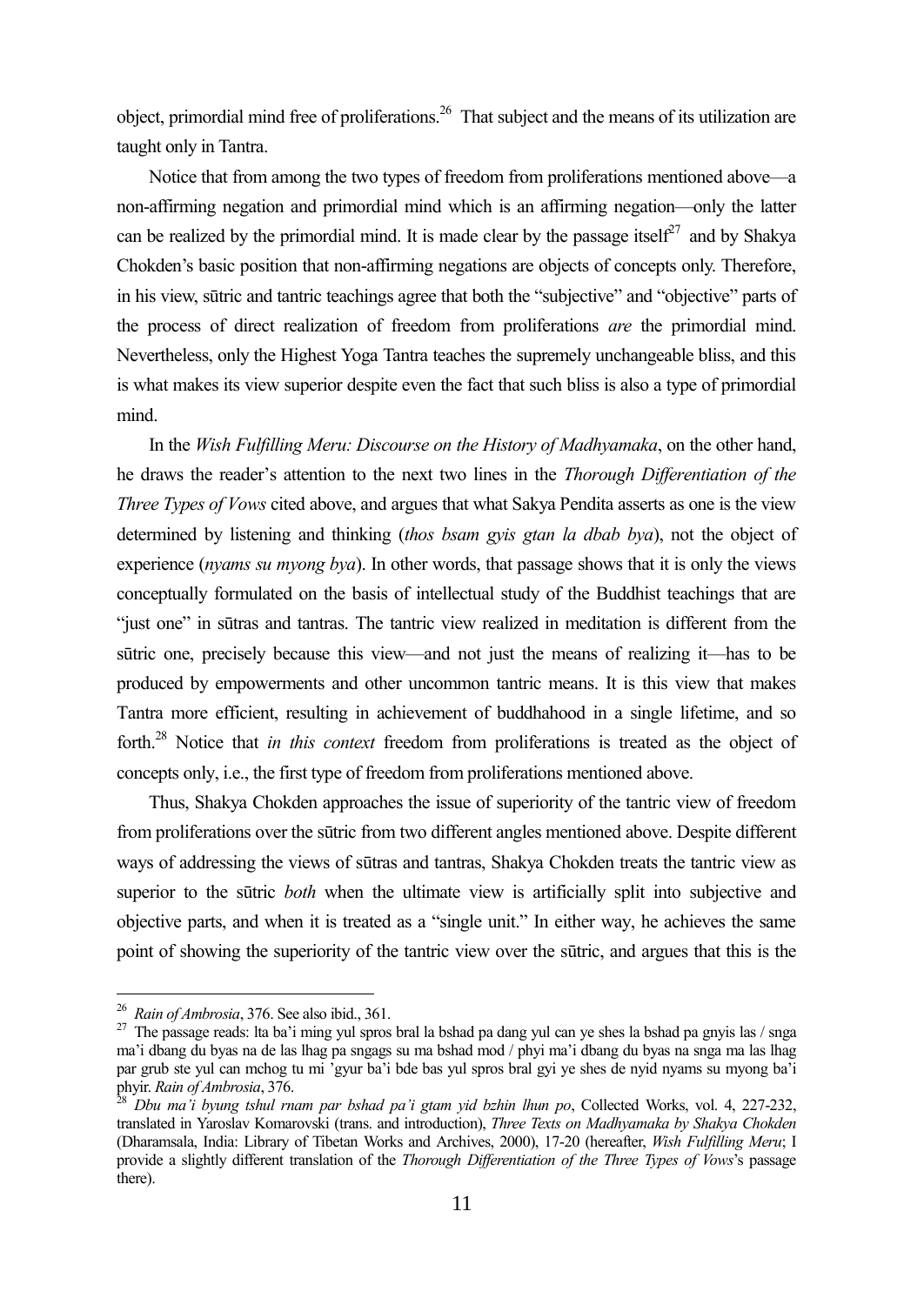object, primordial mind free of proliferations.[26] That subject and the means of its utilization are taught only in Tantra.

Notice that from among the two types of freedom from proliferations mentioned above—a non-affirming negation and primordial mind which is an affirming negation—only the latter can be realized by the primordial mind. It is made clear by the passage itself[27] and by Shakya Chokden's basic position that non-affirming negations are objects of concepts only. Therefore, in his view, sūtric and tantric teachings agree that both the "subjective" and "objective" parts of the process of direct realization of freedom from proliferations *are* the primordial mind. Nevertheless, only the Highest Yoga Tantra teaches the supremely unchangeable bliss, and this is what makes its view superior despite even the fact that such bliss is also a type of primordial mind.

In the *Wish Fulfilling Meru: Discourse on the History of Madhyamaka*, on the other hand, he draws the reader's attention to the next two lines in the *Thorough Differentiation of the Three Types of Vows* cited above, and argues that what Sakya Pendita asserts as one is the view determined by listening and thinking (*thos bsam gyis gtan la dbab bya*), not the object of experience (*nyams su myong bya*). In other words, that passage shows that it is only the views conceptually formulated on the basis of intellectual study of the Buddhist teachings that are "just one" in sūtras and tantras. The tantric view realized in meditation is different from the sūtric one, precisely because this view—and not just the means of realizing it—has to be produced by empowerments and other uncommon tantric means. It is this view that makes Tantra more efficient, resulting in achievement of buddhahood in a single lifetime, and so forth.[28] Notice that *in this context* freedom from proliferations is treated as the object of concepts only, i.e., the first type of freedom from proliferations mentioned above.

Thus, Shakya Chokden approaches the issue of superiority of the tantric view of freedom from proliferations over the sūtric from two different angles mentioned above. Despite different ways of addressing the views of sūtras and tantras, Shakya Chokden treats the tantric view as superior to the sūtric *both* when the ultimate view is artificially split into subjective and objective parts, and when it is treated as a "single unit." In either way, he achieves the same point of showing the superiority of the tantric view over the sūtric, and argues that this is the

---

[26] *Rain of Ambrosia*, 376. See also ibid., 361.

[27] The passage reads: lta ba'i ming yul spros bral la bshad pa dang yul can ye shes la bshad pa gnyis las / snga ma'i dbang du byas na de las lhag pa sngags su ma bshad mod / phyi ma'i dbang du byas na snga ma las lhag par grub ste yul can mchog tu mi 'gyur ba'i bde bas yul spros bral gyi ye shes de nyid nyams su myong ba'i phyir. *Rain of Ambrosia*, 376.

[28] *Dbu ma'i byung tshul rnam par bshad pa'i gtam yid bzhin lhun po*, Collected Works, vol. 4, 227-232, translated in Yaroslav Komarovski (trans. and introduction), *Three Texts on Madhyamaka by Shakya Chokden* (Dharamsala, India: Library of Tibetan Works and Archives, 2000), 17-20 (hereafter, *Wish Fulfilling Meru*; I provide a slightly different translation of the *Thorough Differentiation of the Three Types of Vows*'s passage there).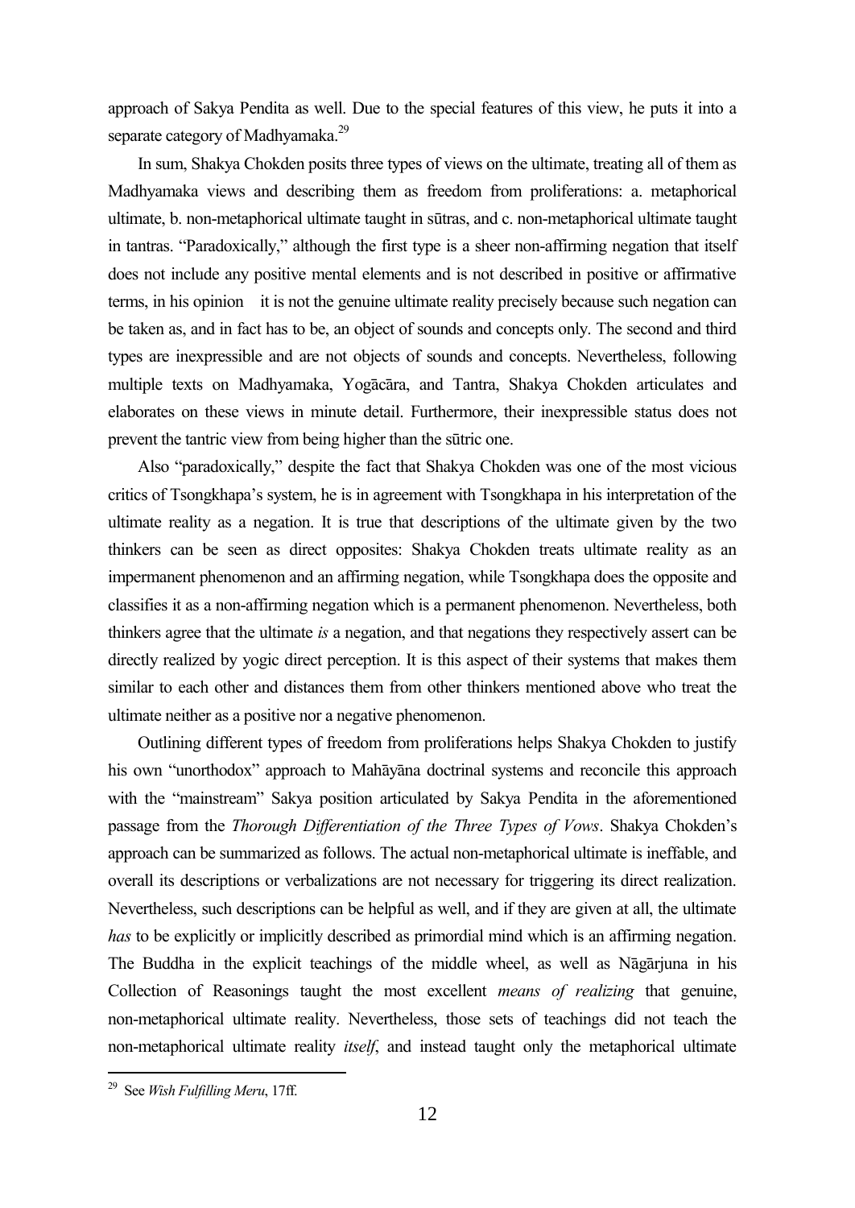approach of Sakya Pendita as well. Due to the special features of this view, he puts it into a separate category of Madhyamaka.[29]

In sum, Shakya Chokden posits three types of views on the ultimate, treating all of them as Madhyamaka views and describing them as freedom from proliferations: a. metaphorical ultimate, b. non-metaphorical ultimate taught in sūtras, and c. non-metaphorical ultimate taught in tantras. "Paradoxically," although the first type is a sheer non-affirming negation that itself does not include any positive mental elements and is not described in positive or affirmative terms, in his opinion it is not the genuine ultimate reality precisely because such negation can be taken as, and in fact has to be, an object of sounds and concepts only. The second and third types are inexpressible and are not objects of sounds and concepts. Nevertheless, following multiple texts on Madhyamaka, Yogācāra, and Tantra, Shakya Chokden articulates and elaborates on these views in minute detail. Furthermore, their inexpressible status does not prevent the tantric view from being higher than the sūtric one.

Also "paradoxically," despite the fact that Shakya Chokden was one of the most vicious critics of Tsongkhapa's system, he is in agreement with Tsongkhapa in his interpretation of the ultimate reality as a negation. It is true that descriptions of the ultimate given by the two thinkers can be seen as direct opposites: Shakya Chokden treats ultimate reality as an impermanent phenomenon and an affirming negation, while Tsongkhapa does the opposite and classifies it as a non-affirming negation which is a permanent phenomenon. Nevertheless, both thinkers agree that the ultimate *is* a negation, and that negations they respectively assert can be directly realized by yogic direct perception. It is this aspect of their systems that makes them similar to each other and distances them from other thinkers mentioned above who treat the ultimate neither as a positive nor a negative phenomenon.

Outlining different types of freedom from proliferations helps Shakya Chokden to justify his own "unorthodox" approach to Mahāyāna doctrinal systems and reconcile this approach with the "mainstream" Sakya position articulated by Sakya Pendita in the aforementioned passage from the *Thorough Differentiation of the Three Types of Vows*. Shakya Chokden's approach can be summarized as follows. The actual non-metaphorical ultimate is ineffable, and overall its descriptions or verbalizations are not necessary for triggering its direct realization. Nevertheless, such descriptions can be helpful as well, and if they are given at all, the ultimate *has* to be explicitly or implicitly described as primordial mind which is an affirming negation. The Buddha in the explicit teachings of the middle wheel, as well as Nāgārjuna in his Collection of Reasonings taught the most excellent *means of realizing* that genuine, non-metaphorical ultimate reality. Nevertheless, those sets of teachings did not teach the non-metaphorical ultimate reality *itself*, and instead taught only the metaphorical ultimate

[29] See *Wish Fulfilling Meru*, 17ff.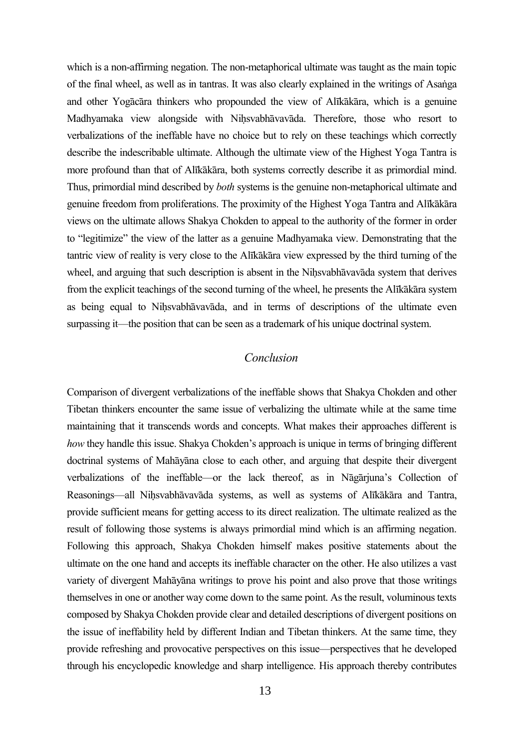which is a non-affirming negation. The non-metaphorical ultimate was taught as the main topic of the final wheel, as well as in tantras. It was also clearly explained in the writings of Asaṅga and other Yogācāra thinkers who propounded the view of Alīkākāra, which is a genuine Madhyamaka view alongside with Niḥsvabhāvavāda. Therefore, those who resort to verbalizations of the ineffable have no choice but to rely on these teachings which correctly describe the indescribable ultimate. Although the ultimate view of the Highest Yoga Tantra is more profound than that of Alīkākāra, both systems correctly describe it as primordial mind. Thus, primordial mind described by *both* systems is the genuine non-metaphorical ultimate and genuine freedom from proliferations. The proximity of the Highest Yoga Tantra and Alīkākāra views on the ultimate allows Shakya Chokden to appeal to the authority of the former in order to "legitimize" the view of the latter as a genuine Madhyamaka view. Demonstrating that the tantric view of reality is very close to the Alīkākāra view expressed by the third turning of the wheel, and arguing that such description is absent in the Niḥsvabhāvavāda system that derives from the explicit teachings of the second turning of the wheel, he presents the Alīkākāra system as being equal to Niḥsvabhāvavāda, and in terms of descriptions of the ultimate even surpassing it—the position that can be seen as a trademark of his unique doctrinal system.

## *Conclusion*

Comparison of divergent verbalizations of the ineffable shows that Shakya Chokden and other Tibetan thinkers encounter the same issue of verbalizing the ultimate while at the same time maintaining that it transcends words and concepts. What makes their approaches different is *how* they handle this issue. Shakya Chokden's approach is unique in terms of bringing different doctrinal systems of Mahāyāna close to each other, and arguing that despite their divergent verbalizations of the ineffable—or the lack thereof, as in Nāgārjuna's Collection of Reasonings—all Niḥsvabhāvavāda systems, as well as systems of Alīkākāra and Tantra, provide sufficient means for getting access to its direct realization. The ultimate realized as the result of following those systems is always primordial mind which is an affirming negation. Following this approach, Shakya Chokden himself makes positive statements about the ultimate on the one hand and accepts its ineffable character on the other. He also utilizes a vast variety of divergent Mahāyāna writings to prove his point and also prove that those writings themselves in one or another way come down to the same point. As the result, voluminous texts composed by Shakya Chokden provide clear and detailed descriptions of divergent positions on the issue of ineffability held by different Indian and Tibetan thinkers. At the same time, they provide refreshing and provocative perspectives on this issue—perspectives that he developed through his encyclopedic knowledge and sharp intelligence. His approach thereby contributes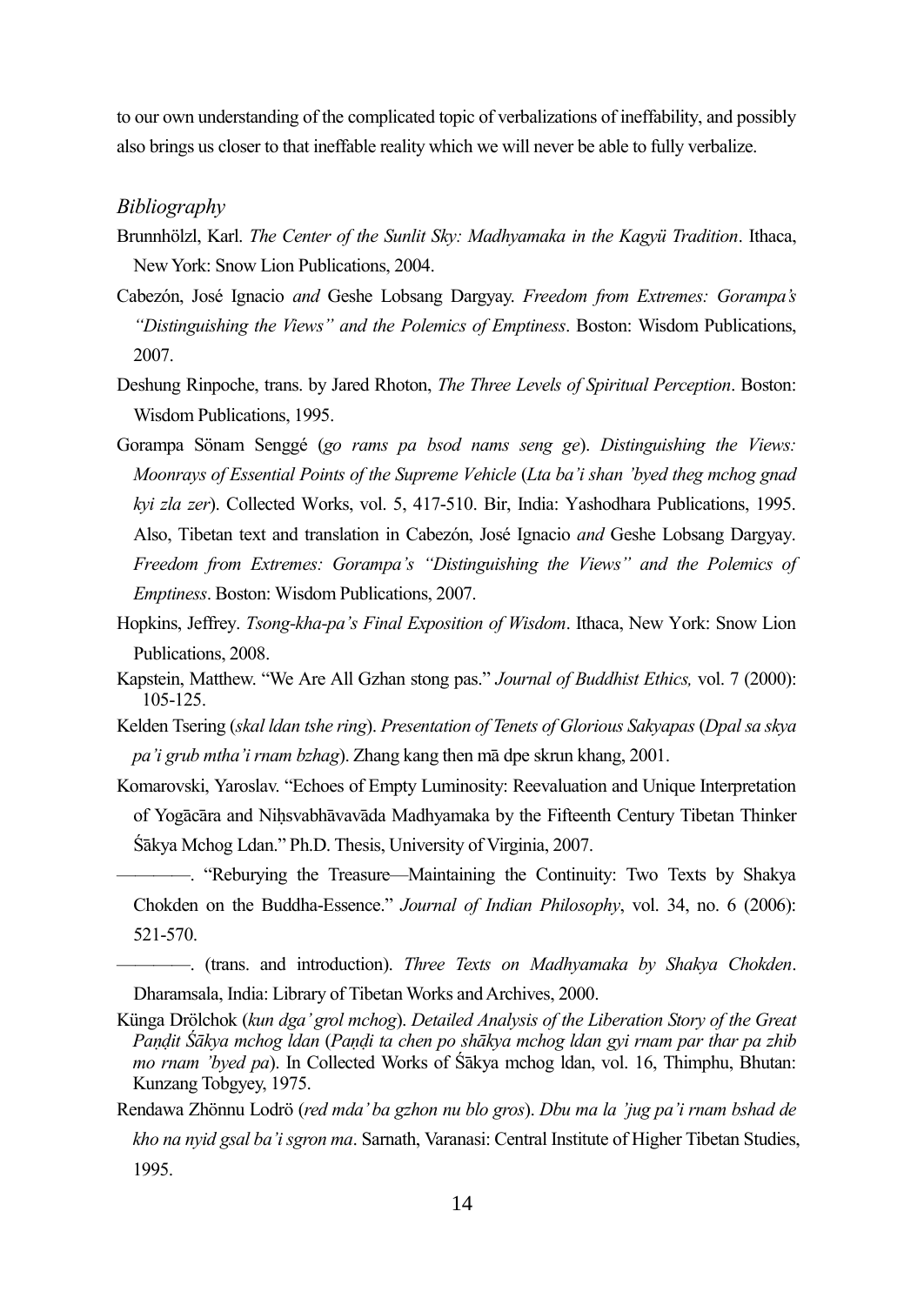to our own understanding of the complicated topic of verbalizations of ineffability, and possibly also brings us closer to that ineffable reality which we will never be able to fully verbalize.

### *Bibliography*

Brunnhölzl, Karl. *The Center of the Sunlit Sky: Madhyamaka in the Kagyü Tradition*. Ithaca, New York: Snow Lion Publications, 2004.

Cabezón, José Ignacio *and* Geshe Lobsang Dargyay. *Freedom from Extremes: Gorampa's "Distinguishing the Views" and the Polemics of Emptiness*. Boston: Wisdom Publications, 2007.

Deshung Rinpoche, trans. by Jared Rhoton, *The Three Levels of Spiritual Perception*. Boston: Wisdom Publications, 1995.

Gorampa Sönam Senggé (*go rams pa bsod nams seng ge*). *Distinguishing the Views: Moonrays of Essential Points of the Supreme Vehicle* (*Lta ba'i shan 'byed theg mchog gnad kyi zla zer*). Collected Works, vol. 5, 417-510. Bir, India: Yashodhara Publications, 1995. Also, Tibetan text and translation in Cabezón, José Ignacio *and* Geshe Lobsang Dargyay. *Freedom from Extremes: Gorampa's "Distinguishing the Views" and the Polemics of Emptiness*. Boston: Wisdom Publications, 2007.

Hopkins, Jeffrey. *Tsong-kha-pa's Final Exposition of Wisdom*. Ithaca, New York: Snow Lion Publications, 2008.

Kapstein, Matthew. "We Are All Gzhan stong pas." *Journal of Buddhist Ethics,* vol. 7 (2000): 105-125.

Kelden Tsering (*skal ldan tshe ring*). *Presentation of Tenets of Glorious Sakyapas* (*Dpal sa skya pa'i grub mtha'i rnam bzhag*). Zhang kang then mā dpe skrun khang, 2001.

Komarovski, Yaroslav. "Echoes of Empty Luminosity: Reevaluation and Unique Interpretation of Yogācāra and Niḥsvabhāvavāda Madhyamaka by the Fifteenth Century Tibetan Thinker Śākya Mchog Ldan." Ph.D. Thesis, University of Virginia, 2007.

————. "Reburying the Treasure—Maintaining the Continuity: Two Texts by Shakya Chokden on the Buddha-Essence." *Journal of Indian Philosophy*, vol. 34, no. 6 (2006): 521-570.

————. (trans. and introduction). *Three Texts on Madhyamaka by Shakya Chokden*. Dharamsala, India: Library of Tibetan Works and Archives, 2000.

Künga Drölchok (*kun dga' grol mchog*). *Detailed Analysis of the Liberation Story of the Great Paṇḍit Śākya mchog ldan* (*Paṇḍi ta chen po shākya mchog ldan gyi rnam par thar pa zhib mo rnam 'byed pa*). In Collected Works of Śākya mchog ldan, vol. 16, Thimphu, Bhutan: Kunzang Tobgyey, 1975.

Rendawa Zhönnu Lodrö (*red mda' ba gzhon nu blo gros*). *Dbu ma la 'jug pa'i rnam bshad de kho na nyid gsal ba'i sgron ma*. Sarnath, Varanasi: Central Institute of Higher Tibetan Studies, 1995.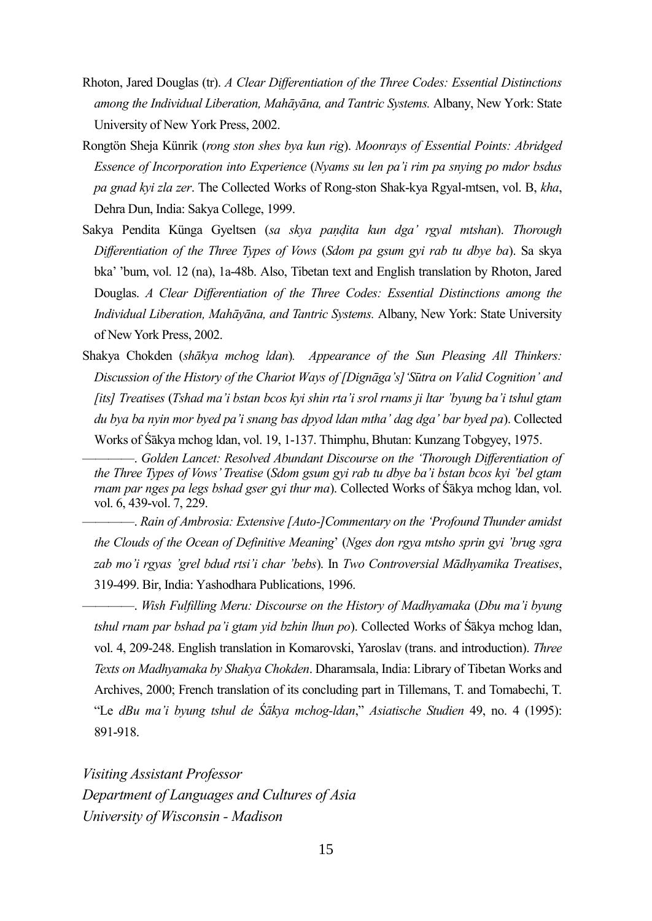Rhoton, Jared Douglas (tr). *A Clear Differentiation of the Three Codes: Essential Distinctions among the Individual Liberation, Mahāyāna, and Tantric Systems.* Albany, New York: State University of New York Press, 2002.

Rongtön Sheja Künrik (*rong ston shes bya kun rig*). *Moonrays of Essential Points: Abridged Essence of Incorporation into Experience* (*Nyams su len pa'i rim pa snying po mdor bsdus pa gnad kyi zla zer*. The Collected Works of Rong-ston Shak-kya Rgyal-mtsen, vol. B, *kha*, Dehra Dun, India: Sakya College, 1999.

Sakya Pendita Künga Gyeltsen (*sa skya paṇḍita kun dga' rgyal mtshan*). *Thorough Differentiation of the Three Types of Vows* (*Sdom pa gsum gyi rab tu dbye ba*). Sa skya bka' 'bum, vol. 12 (na), 1a-48b. Also, Tibetan text and English translation by Rhoton, Jared Douglas. *A Clear Differentiation of the Three Codes: Essential Distinctions among the Individual Liberation, Mahāyāna, and Tantric Systems.* Albany, New York: State University of New York Press, 2002.

Shakya Chokden (*shākya mchog ldan*). *Appearance of the Sun Pleasing All Thinkers: Discussion of the History of the Chariot Ways of [Dignāga's] 'Sūtra on Valid Cognition' and [its] Treatises* (*Tshad ma'i bstan bcos kyi shin rta'i srol rnams ji ltar 'byung ba'i tshul gtam du bya ba nyin mor byed pa'i snang bas dpyod ldan mtha' dag dga' bar byed pa*). Collected Works of Śākya mchog ldan, vol. 19, 1-137. Thimphu, Bhutan: Kunzang Tobgyey, 1975.

————. *Golden Lancet: Resolved Abundant Discourse on the 'Thorough Differentiation of the Three Types of Vows' Treatise* (*Sdom gsum gyi rab tu dbye ba'i bstan bcos kyi 'bel gtam rnam par nges pa legs bshad gser gyi thur ma*). Collected Works of Śākya mchog ldan, vol. vol. 6, 439-vol. 7, 229.

————. *Rain of Ambrosia: Extensive [Auto-]Commentary on the 'Profound Thunder amidst the Clouds of the Ocean of Definitive Meaning*' (*Nges don rgya mtsho sprin gyi 'brug sgra zab mo'i rgyas 'grel bdud rtsi'i char 'bebs*). In *Two Controversial Mādhyamika Treatises*, 319-499. Bir, India: Yashodhara Publications, 1996.

————. *Wish Fulfilling Meru: Discourse on the History of Madhyamaka* (*Dbu ma'i byung tshul rnam par bshad pa'i gtam yid bzhin lhun po*). Collected Works of Śākya mchog ldan, vol. 4, 209-248. English translation in Komarovski, Yaroslav (trans. and introduction). *Three Texts on Madhyamaka by Shakya Chokden*. Dharamsala, India: Library of Tibetan Works and Archives, 2000; French translation of its concluding part in Tillemans, T. and Tomabechi, T. "Le *dBu ma'i byung tshul de Śākya mchog-ldan*," *Asiatische Studien* 49, no. 4 (1995): 891-918.

*Visiting Assistant Professor*
*Department of Languages and Cultures of Asia*
*University of Wisconsin - Madison*